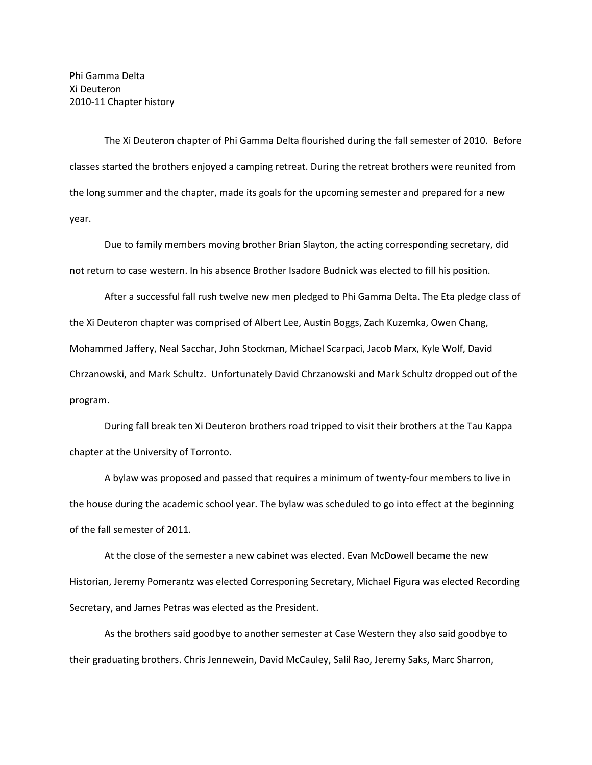Phi Gamma Delta
Xi Deuteron
2010-11 Chapter history

The Xi Deuteron chapter of Phi Gamma Delta flourished during the fall semester of 2010. Before classes started the brothers enjoyed a camping retreat. During the retreat brothers were reunited from the long summer and the chapter, made its goals for the upcoming semester and prepared for a new year.

Due to family members moving brother Brian Slayton, the acting corresponding secretary, did not return to case western. In his absence Brother Isadore Budnick was elected to fill his position.

After a successful fall rush twelve new men pledged to Phi Gamma Delta. The Eta pledge class of the Xi Deuteron chapter was comprised of Albert Lee, Austin Boggs, Zach Kuzemka, Owen Chang, Mohammed Jaffery, Neal Sacchar, John Stockman, Michael Scarpaci, Jacob Marx, Kyle Wolf, David Chrzanowski, and Mark Schultz. Unfortunately David Chrzanowski and Mark Schultz dropped out of the program.

During fall break ten Xi Deuteron brothers road tripped to visit their brothers at the Tau Kappa chapter at the University of Torronto.

A bylaw was proposed and passed that requires a minimum of twenty-four members to live in the house during the academic school year. The bylaw was scheduled to go into effect at the beginning of the fall semester of 2011.

At the close of the semester a new cabinet was elected. Evan McDowell became the new Historian, Jeremy Pomerantz was elected Corresponing Secretary, Michael Figura was elected Recording Secretary, and James Petras was elected as the President.

As the brothers said goodbye to another semester at Case Western they also said goodbye to their graduating brothers. Chris Jennewein, David McCauley, Salil Rao, Jeremy Saks, Marc Sharron,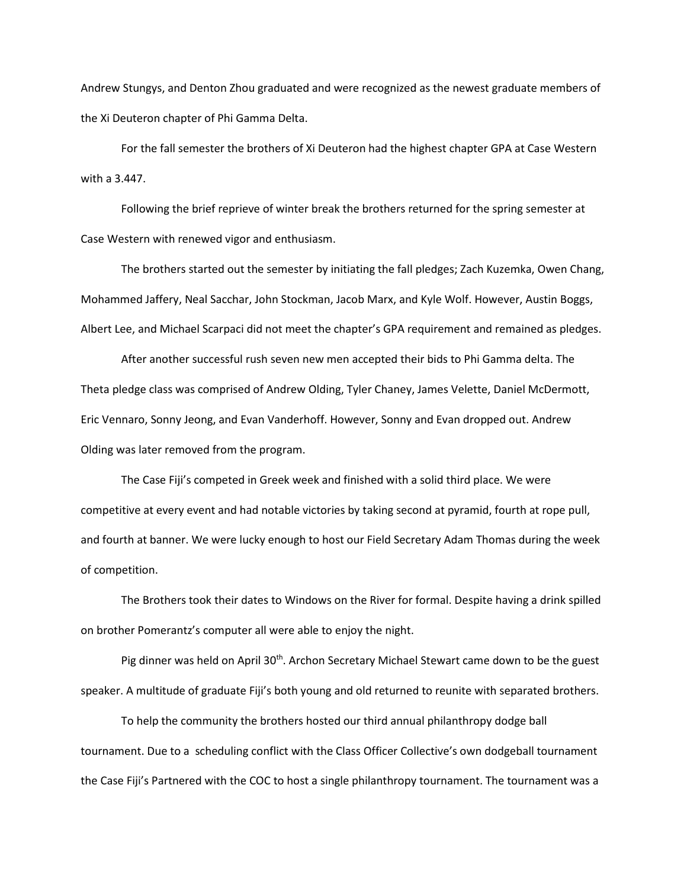Andrew Stungys, and Denton Zhou graduated and were recognized as the newest graduate members of the Xi Deuteron chapter of Phi Gamma Delta.

For the fall semester the brothers of Xi Deuteron had the highest chapter GPA at Case Western with a 3.447.

Following the brief reprieve of winter break the brothers returned for the spring semester at Case Western with renewed vigor and enthusiasm.

The brothers started out the semester by initiating the fall pledges; Zach Kuzemka, Owen Chang, Mohammed Jaffery, Neal Sacchar, John Stockman, Jacob Marx, and Kyle Wolf. However, Austin Boggs, Albert Lee, and Michael Scarpaci did not meet the chapter's GPA requirement and remained as pledges.

After another successful rush seven new men accepted their bids to Phi Gamma delta. The Theta pledge class was comprised of Andrew Olding, Tyler Chaney, James Velette, Daniel McDermott, Eric Vennaro, Sonny Jeong, and Evan Vanderhoff. However, Sonny and Evan dropped out. Andrew Olding was later removed from the program.

The Case Fiji's competed in Greek week and finished with a solid third place. We were competitive at every event and had notable victories by taking second at pyramid, fourth at rope pull, and fourth at banner. We were lucky enough to host our Field Secretary Adam Thomas during the week of competition.

The Brothers took their dates to Windows on the River for formal. Despite having a drink spilled on brother Pomerantz's computer all were able to enjoy the night.

Pig dinner was held on April 30th. Archon Secretary Michael Stewart came down to be the guest speaker. A multitude of graduate Fiji's both young and old returned to reunite with separated brothers.

To help the community the brothers hosted our third annual philanthropy dodge ball tournament. Due to a scheduling conflict with the Class Officer Collective's own dodgeball tournament the Case Fiji's Partnered with the COC to host a single philanthropy tournament. The tournament was a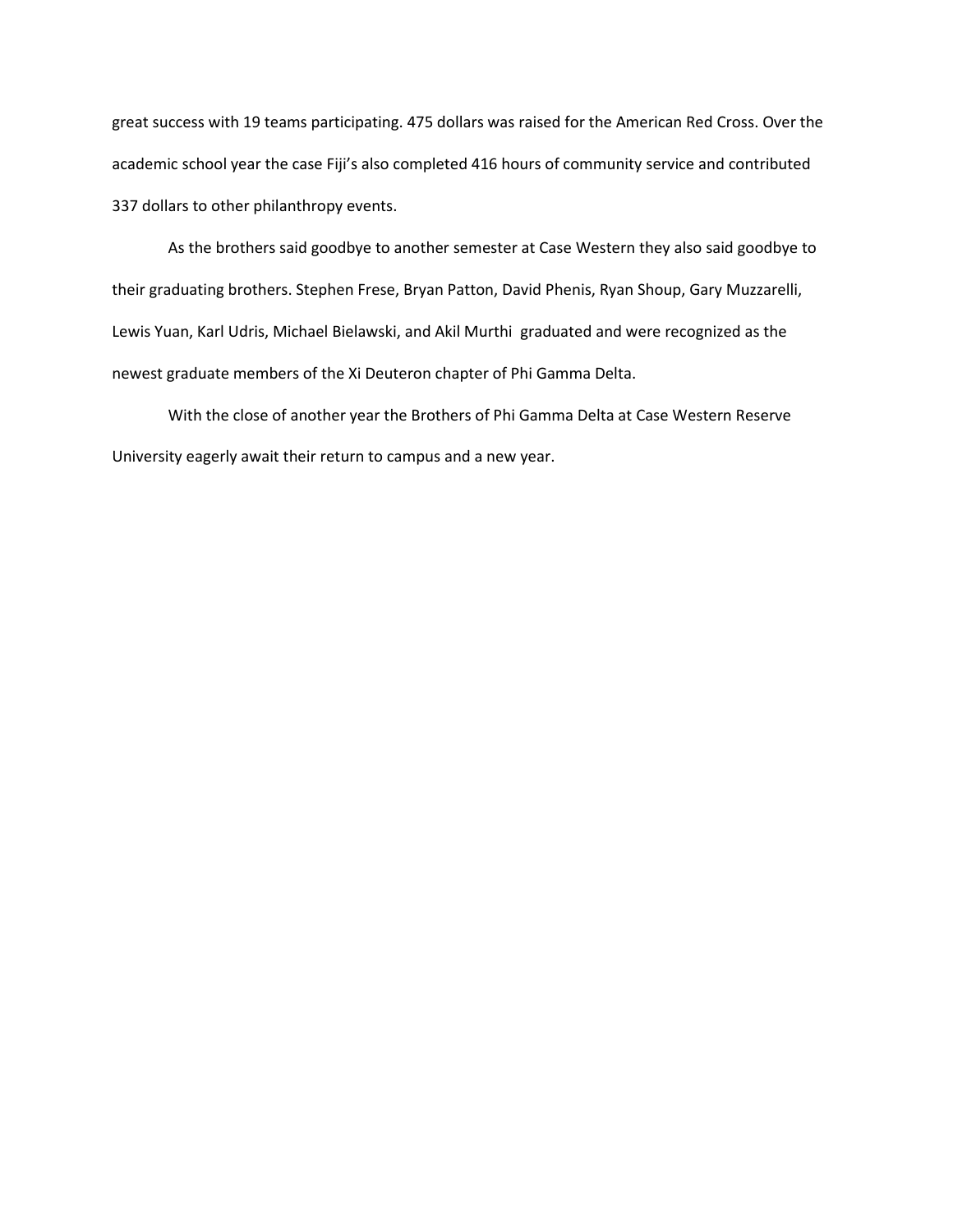great success with 19 teams participating. 475 dollars was raised for the American Red Cross. Over the academic school year the case Fiji's also completed 416 hours of community service and contributed 337 dollars to other philanthropy events.

As the brothers said goodbye to another semester at Case Western they also said goodbye to their graduating brothers. Stephen Frese, Bryan Patton, David Phenis, Ryan Shoup, Gary Muzzarelli, Lewis Yuan, Karl Udris, Michael Bielawski, and Akil Murthi graduated and were recognized as the newest graduate members of the Xi Deuteron chapter of Phi Gamma Delta.

With the close of another year the Brothers of Phi Gamma Delta at Case Western Reserve University eagerly await their return to campus and a new year.